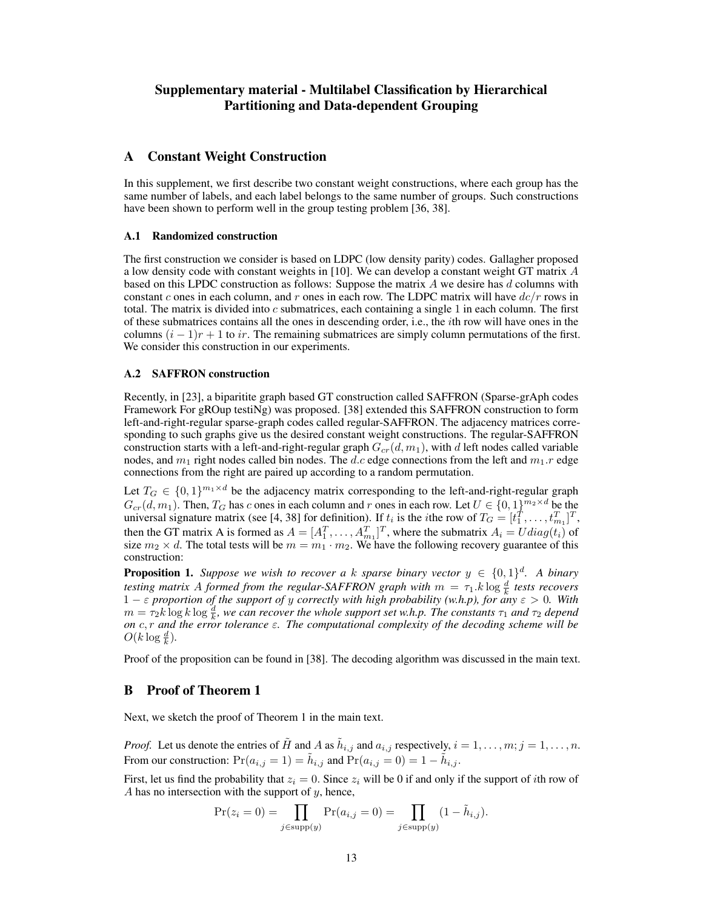# Supplementary material - Multilabel Classification by Hierarchical Partitioning and Data-dependent Grouping

## A Constant Weight Construction

In this supplement, we first describe two constant weight constructions, where each group has the same number of labels, and each label belongs to the same number of groups. Such constructions have been shown to perform well in the group testing problem [36, 38].

### A.1 Randomized construction

The first construction we consider is based on LDPC (low density parity) codes. Gallagher proposed a low density code with constant weights in [10]. We can develop a constant weight GT matrix $A$ based on this LPDC construction as follows: Suppose the matrix $A$ we desire has $d$ columns with constant $c$ ones in each column, and $r$ ones in each row. The LDPC matrix will have $dc/r$ rows in total. The matrix is divided into $c$ submatrices, each containing a single 1 in each column. The first of these submatrices contains all the ones in descending order, i.e., the $i$th row will have ones in the columns $(i-1)r+1$ to $ir$. The remaining submatrices are simply column permutations of the first. We consider this construction in our experiments.

### A.2 SAFFRON construction

Recently, in [23], a bipartite graph based GT construction called SAFFRON (Sparse-grAph codes Framework For gROup testiNg) was proposed. [38] extended this SAFFRON construction to form left-and-right-regular sparse-graph codes called regular-SAFFRON. The adjacency matrices corresponding to such graphs give us the desired constant weight constructions. The regular-SAFFRON construction starts with a left-and-right-regular graph $G_{cr}(d, m_1)$, with $d$ left nodes called variable nodes, and $m_1$ right nodes called bin nodes. The $d.c$ edge connections from the left and $m_1.r$ edge connections from the right are paired up according to a random permutation.

Let $T_G \in \{0,1\}^{m_1 \times d}$ be the adjacency matrix corresponding to the left-and-right-regular graph $G_{cr}(d, m_1)$. Then, $T_G$ has $c$ ones in each column and $r$ ones in each row. Let $U \in \{0,1\}^{m_2 \times d}$ be the universal signature matrix (see [4, 38] for definition). If $t_i$ is the $i$the row of $T_G = [t_1^T, \ldots, t_{m_1}^T]^T$, then the GT matrix A is formed as $A = [A_1^T, \ldots, A_{m_1}^T]^T$, where the submatrix $A_i = U diag(t_i)$ of size $m_2 \times d$. The total tests will be $m = m_1 \cdot m_2$. We have the following recovery guarantee of this construction:

**Proposition 1.** *Suppose we wish to recover a $k$ sparse binary vector $y \in \{0,1\}^d$. A binary testing matrix $A$ formed from the regular-SAFFRON graph with $m = \tau_1.k \log \frac{d}{k}$ tests recovers $1-\varepsilon$ proportion of the support of $y$ correctly with high probability (w.h.p), for any $\varepsilon > 0$. With $m = \tau_2 k \log k \log \frac{d}{k}$, we can recover the whole support set w.h.p. The constants $\tau_1$ and $\tau_2$ depend on $c, r$ and the error tolerance $\varepsilon$. The computational complexity of the decoding scheme will be $O(k \log \frac{d}{k})$.*

Proof of the proposition can be found in [38]. The decoding algorithm was discussed in the main text.

## B Proof of Theorem 1

Next, we sketch the proof of Theorem 1 in the main text.

*Proof.* Let us denote the entries of $\tilde{H}$ and $A$ as $\tilde{h}_{i,j}$ and $a_{i,j}$ respectively, $i = 1, \ldots, m; j = 1, \ldots, n$. From our construction: $\Pr(a_{i,j} = 1) = \tilde{h}_{i,j}$ and $\Pr(a_{i,j} = 0) = 1 - \tilde{h}_{i,j}$.

First, let us find the probability that $z_i = 0$. Since $z_i$ will be 0 if and only if the support of $i$th row of $A$ has no intersection with the support of $y$, hence,

$$\Pr(z_i = 0) = \prod_{j \in \text{supp}(y)} \Pr(a_{i,j} = 0) = \prod_{j \in \text{supp}(y)} (1 - \tilde{h}_{i,j}).$$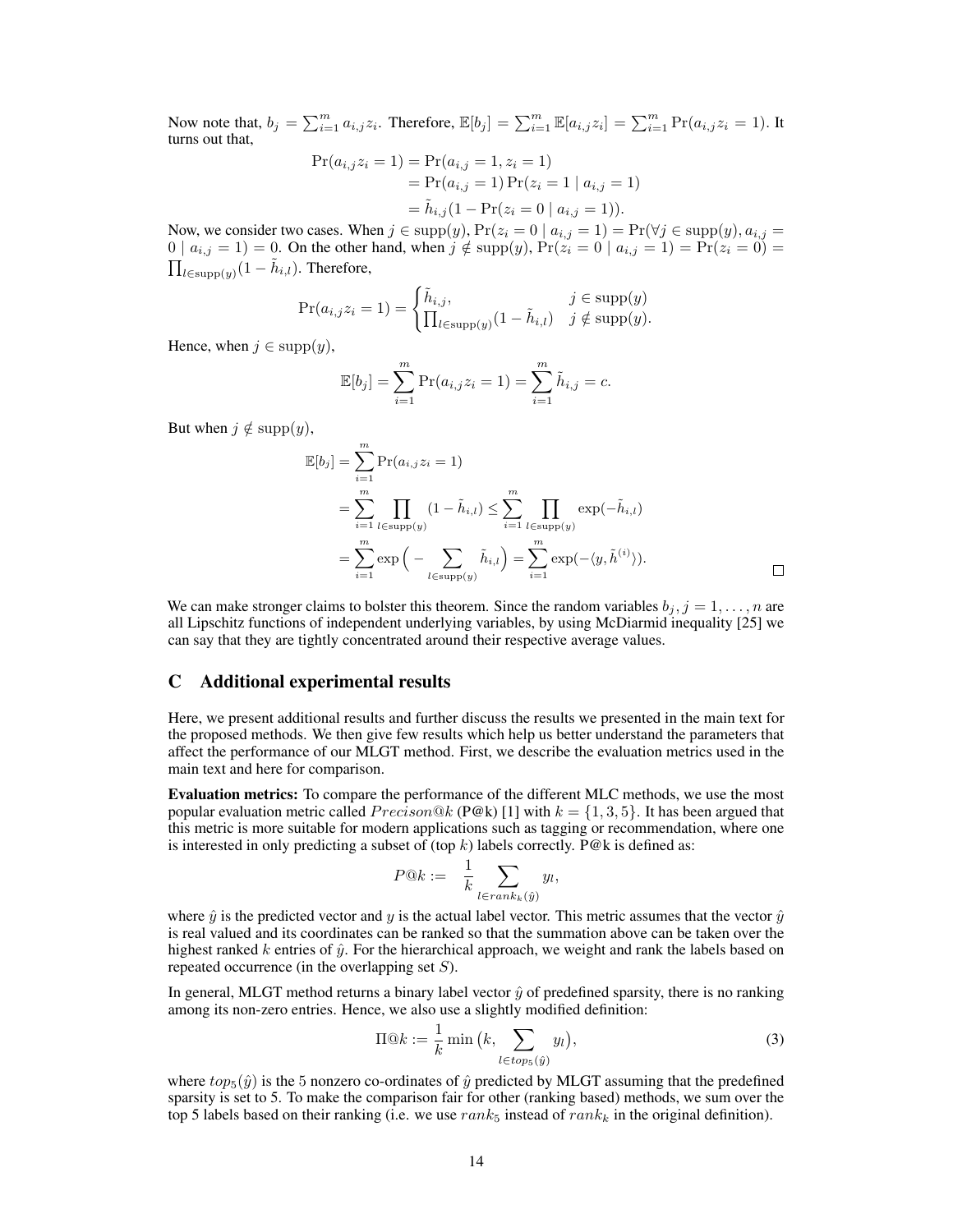Now note that, $b_j = \sum_{i=1}^m a_{i,j} z_i$. Therefore, $\mathbb{E}[b_j] = \sum_{i=1}^m \mathbb{E}[a_{i,j} z_i] = \sum_{i=1}^m \Pr(a_{i,j} z_i = 1)$. It turns out that,

$$
\begin{aligned}
\Pr(a_{i,j} z_i = 1) &= \Pr(a_{i,j} = 1, z_i = 1) \\
&= \Pr(a_{i,j} = 1) \Pr(z_i = 1 \mid a_{i,j} = 1) \\
&= \tilde{h}_{i,j}(1 - \Pr(z_i = 0 \mid a_{i,j} = 1)).
\end{aligned}
$$

Now, we consider two cases. When $j \in \text{supp}(y)$, $\Pr(z_i = 0 \mid a_{i,j} = 1) = \Pr(\forall j \in \text{supp}(y), a_{i,j} = 0 \mid a_{i,j} = 1) = 0$. On the other hand, when $j \notin \text{supp}(y)$, $\Pr(z_i = 0 \mid a_{i,j} = 1) = \Pr(z_i = 0) = \prod_{l \in \text{supp}(y)}(1 - \tilde{h}_{i,l})$. Therefore,

$$
\Pr(a_{i,j} z_i = 1) = \begin{cases} \tilde{h}_{i,j}, & j \in \text{supp}(y) \\ \prod_{l \in \text{supp}(y)}(1 - \tilde{h}_{i,l}) & j \notin \text{supp}(y). \end{cases}
$$

Hence, when $j \in \text{supp}(y)$,

$$
\mathbb{E}[b_j] = \sum_{i=1}^m \Pr(a_{i,j} z_i = 1) = \sum_{i=1}^m \tilde{h}_{i,j} = c.
$$

But when $j \notin \text{supp}(y)$,

$$
\begin{aligned}
\mathbb{E}[b_j] &= \sum_{i=1}^m \Pr(a_{i,j} z_i = 1) \\
&= \sum_{i=1}^m \prod_{l \in \text{supp}(y)} (1 - \tilde{h}_{i,l}) \leq \sum_{i=1}^m \prod_{l \in \text{supp}(y)} \exp(-\tilde{h}_{i,l}) \\
&= \sum_{i=1}^m \exp\Big(-\sum_{l \in \text{supp}(y)} \tilde{h}_{i,l}\Big) = \sum_{i=1}^m \exp(-\langle y, \tilde{h}^{(i)} \rangle).
\end{aligned}
$$

□

We can make stronger claims to bolster this theorem. Since the random variables $b_j, j = 1, \ldots, n$ are all Lipschitz functions of independent underlying variables, by using McDiarmid inequality [25] we can say that they are tightly concentrated around their respective average values.

## C Additional experimental results

Here, we present additional results and further discuss the results we presented in the main text for the proposed methods. We then give few results which help us better understand the parameters that affect the performance of our MLGT method. First, we describe the evaluation metrics used in the main text and here for comparison.

**Evaluation metrics:** To compare the performance of the different MLC methods, we use the most popular evaluation metric called $Precison@k$ (P@k) [1] with $k = \{1, 3, 5\}$. It has been argued that this metric is more suitable for modern applications such as tagging or recommendation, where one is interested in only predicting a subset of (top $k$) labels correctly. P@k is defined as:

$$
P@k := \quad \frac{1}{k} \sum_{l \in rank_k(\hat{y})} y_l,
$$

where $\hat{y}$ is the predicted vector and $y$ is the actual label vector. This metric assumes that the vector $\hat{y}$ is real valued and its coordinates can be ranked so that the summation above can be taken over the highest ranked $k$ entries of $\hat{y}$. For the hierarchical approach, we weight and rank the labels based on repeated occurrence (in the overlapping set $S$).

In general, MLGT method returns a binary label vector $\hat{y}$ of predefined sparsity, there is no ranking among its non-zero entries. Hence, we also use a slightly modified definition:

$$
\Pi@k := \frac{1}{k} \min\big(k, \sum_{l \in top_5(\hat{y})} y_l\big), \tag{3}
$$

where $top_5(\hat{y})$ is the 5 nonzero co-ordinates of $\hat{y}$ predicted by MLGT assuming that the predefined sparsity is set to 5. To make the comparison fair for other (ranking based) methods, we sum over the top 5 labels based on their ranking (i.e. we use $rank_5$ instead of $rank_k$ in the original definition).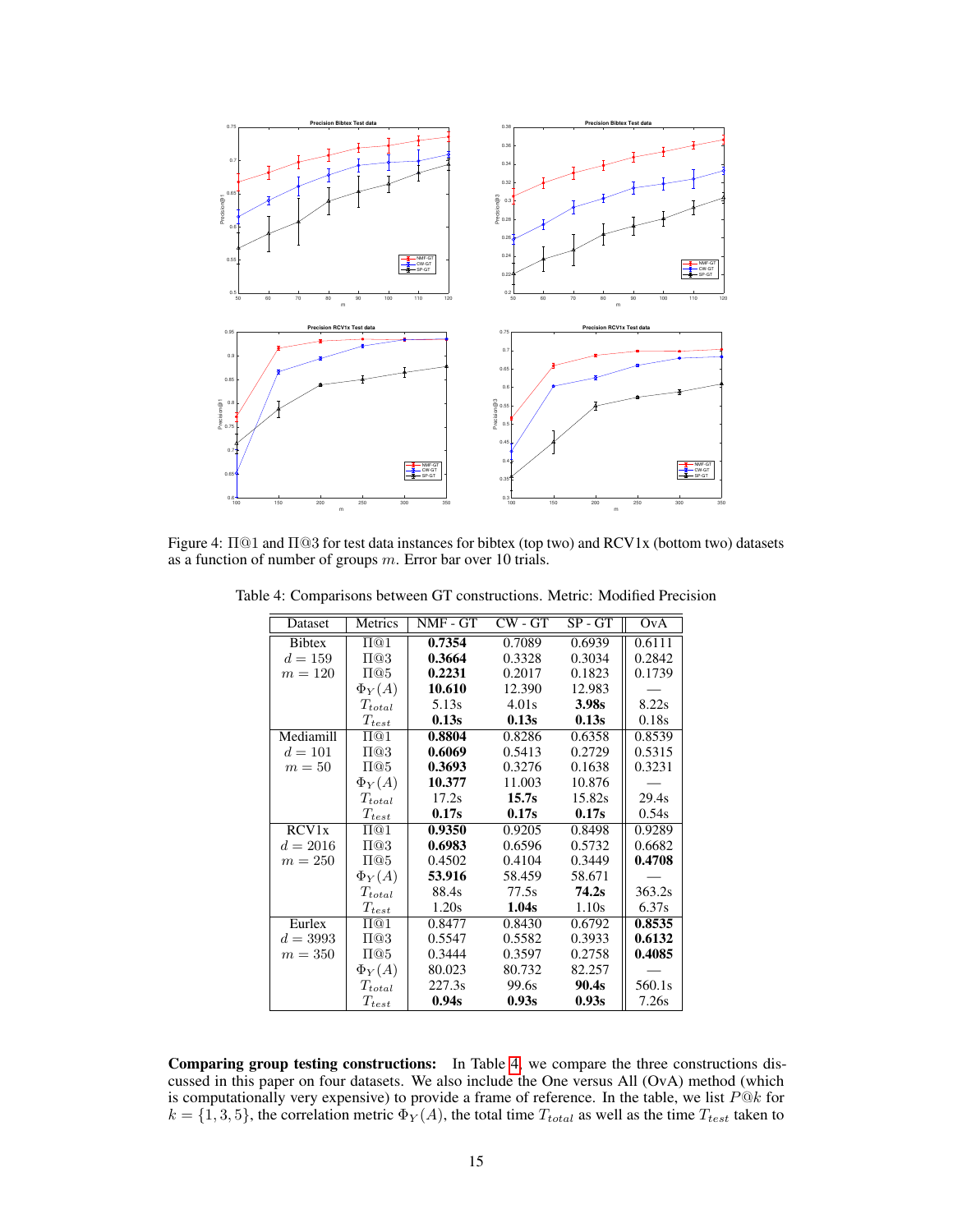Figure 4: $\Pi@1$ and $\Pi@3$ for test data instances for bibtex (top two) and RCV1x (bottom two) datasets as a function of number of groups $m$. Error bar over 10 trials.

Table 4: Comparisons between GT constructions. Metric: Modified Precision

| Dataset | Metrics | NMF - GT | CW - GT | SP - GT | OvA |
|---|---|---|---|---|---|
| Bibtex | $\Pi@1$ | **0.7354** | 0.7089 | 0.6939 | 0.6111 |
| $d = 159$ | $\Pi@3$ | **0.3664** | 0.3328 | 0.3034 | 0.2842 |
| $m = 120$ | $\Pi@5$ | **0.2231** | 0.2017 | 0.1823 | 0.1739 |
| | $\Phi_Y(A)$ | **10.610** | 12.390 | 12.983 | — |
| | $T_{total}$ | 5.13s | 4.01s | **3.98s** | 8.22s |
| | $T_{test}$ | **0.13s** | **0.13s** | **0.13s** | 0.18s |
| Mediamill | $\Pi@1$ | **0.8804** | 0.8286 | 0.6358 | 0.8539 |
| $d = 101$ | $\Pi@3$ | **0.6069** | 0.5413 | 0.2729 | 0.5315 |
| $m = 50$ | $\Pi@5$ | **0.3693** | 0.3276 | 0.1638 | 0.3231 |
| | $\Phi_Y(A)$ | **10.377** | 11.003 | 10.876 | — |
| | $T_{total}$ | 17.2s | **15.7s** | 15.82s | 29.4s |
| | $T_{test}$ | **0.17s** | **0.17s** | **0.17s** | 0.54s |
| RCV1x | $\Pi@1$ | **0.9350** | 0.9205 | 0.8498 | 0.9289 |
| $d = 2016$ | $\Pi@3$ | **0.6983** | 0.6596 | 0.5732 | 0.6682 |
| $m = 250$ | $\Pi@5$ | 0.4502 | 0.4104 | 0.3449 | **0.4708** |
| | $\Phi_Y(A)$ | **53.916** | 58.459 | 58.671 | — |
| | $T_{total}$ | 88.4s | 77.5s | **74.2s** | 363.2s |
| | $T_{test}$ | 1.20s | **1.04s** | 1.10s | 6.37s |
| Eurlex | $\Pi@1$ | 0.8477 | 0.8430 | 0.6792 | **0.8535** |
| $d = 3993$ | $\Pi@3$ | 0.5547 | 0.5582 | 0.3933 | **0.6132** |
| $m = 350$ | $\Pi@5$ | 0.3444 | 0.3597 | 0.2758 | **0.4085** |
| | $\Phi_Y(A)$ | 80.023 | 80.732 | 82.257 | — |
| | $T_{total}$ | 227.3s | 99.6s | **90.4s** | 560.1s |
| | $T_{test}$ | **0.94s** | **0.93s** | **0.93s** | 7.26s |

**Comparing group testing constructions:** In Table 4, we compare the three constructions discussed in this paper on four datasets. We also include the One versus All (OvA) method (which is computationally very expensive) to provide a frame of reference. In the table, we list $P@k$ for $k = \{1, 3, 5\}$, the correlation metric $\Phi_Y(A)$, the total time $T_{total}$ as well as the time $T_{test}$ taken to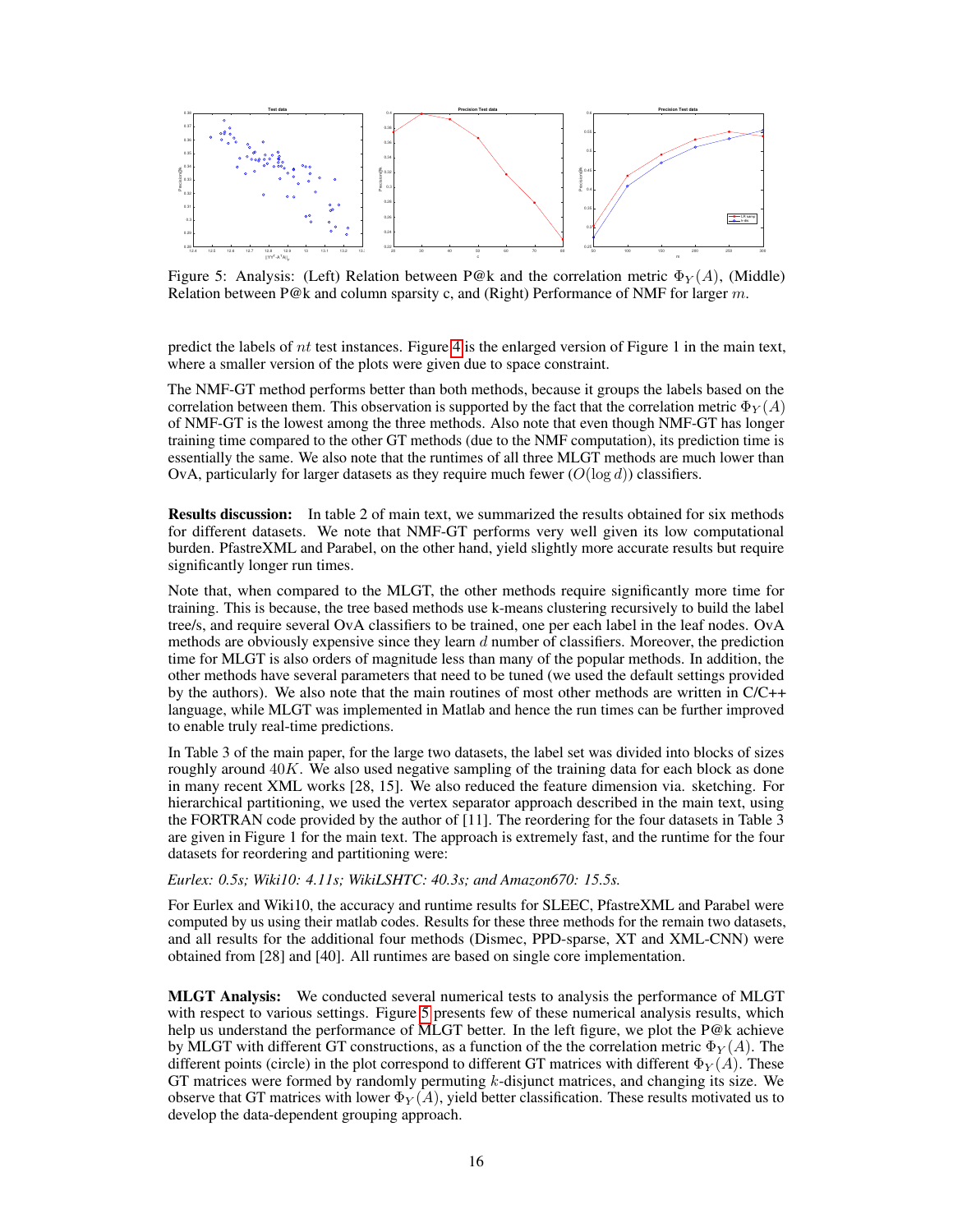Figure 5: Analysis: (Left) Relation between P@k and the correlation metric $\Phi_Y(A)$, (Middle) Relation between P@k and column sparsity c, and (Right) Performance of NMF for larger $m$.

predict the labels of $nt$ test instances. Figure 4 is the enlarged version of Figure 1 in the main text, where a smaller version of the plots were given due to space constraint.

The NMF-GT method performs better than both methods, because it groups the labels based on the correlation between them. This observation is supported by the fact that the correlation metric $\Phi_Y(A)$ of NMF-GT is the lowest among the three methods. Also note that even though NMF-GT has longer training time compared to the other GT methods (due to the NMF computation), its prediction time is essentially the same. We also note that the runtimes of all three MLGT methods are much lower than OvA, particularly for larger datasets as they require much fewer ($O(\log d)$) classifiers.

**Results discussion:** In table 2 of main text, we summarized the results obtained for six methods for different datasets. We note that NMF-GT performs very well given its low computational burden. PfastreXML and Parabel, on the other hand, yield slightly more accurate results but require significantly longer run times.

Note that, when compared to the MLGT, the other methods require significantly more time for training. This is because, the tree based methods use k-means clustering recursively to build the label tree/s, and require several OvA classifiers to be trained, one per each label in the leaf nodes. OvA methods are obviously expensive since they learn $d$ number of classifiers. Moreover, the prediction time for MLGT is also orders of magnitude less than many of the popular methods. In addition, the other methods have several parameters that need to be tuned (we used the default settings provided by the authors). We also note that the main routines of most other methods are written in C/C++ language, while MLGT was implemented in Matlab and hence the run times can be further improved to enable truly real-time predictions.

In Table 3 of the main paper, for the large two datasets, the label set was divided into blocks of sizes roughly around $40K$. We also used negative sampling of the training data for each block as done in many recent XML works [28, 15]. We also reduced the feature dimension via. sketching. For hierarchical partitioning, we used the vertex separator approach described in the main text, using the FORTRAN code provided by the author of [11]. The reordering for the four datasets in Table 3 are given in Figure 1 for the main text. The approach is extremely fast, and the runtime for the four datasets for reordering and partitioning were:

*Eurlex: 0.5s; Wiki10: 4.11s; WikiLSHTC: 40.3s; and Amazon670: 15.5s.*

For Eurlex and Wiki10, the accuracy and runtime results for SLEEC, PfastreXML and Parabel were computed by us using their matlab codes. Results for these three methods for the remain two datasets, and all results for the additional four methods (Dismec, PPD-sparse, XT and XML-CNN) were obtained from [28] and [40]. All runtimes are based on single core implementation.

**MLGT Analysis:** We conducted several numerical tests to analysis the performance of MLGT with respect to various settings. Figure 5 presents few of these numerical analysis results, which help us understand the performance of MLGT better. In the left figure, we plot the P@k achieve by MLGT with different GT constructions, as a function of the the correlation metric $\Phi_Y(A)$. The different points (circle) in the plot correspond to different GT matrices with different $\Phi_Y(A)$. These GT matrices were formed by randomly permuting $k$-disjunct matrices, and changing its size. We observe that GT matrices with lower $\Phi_Y(A)$, yield better classification. These results motivated us to develop the data-dependent grouping approach.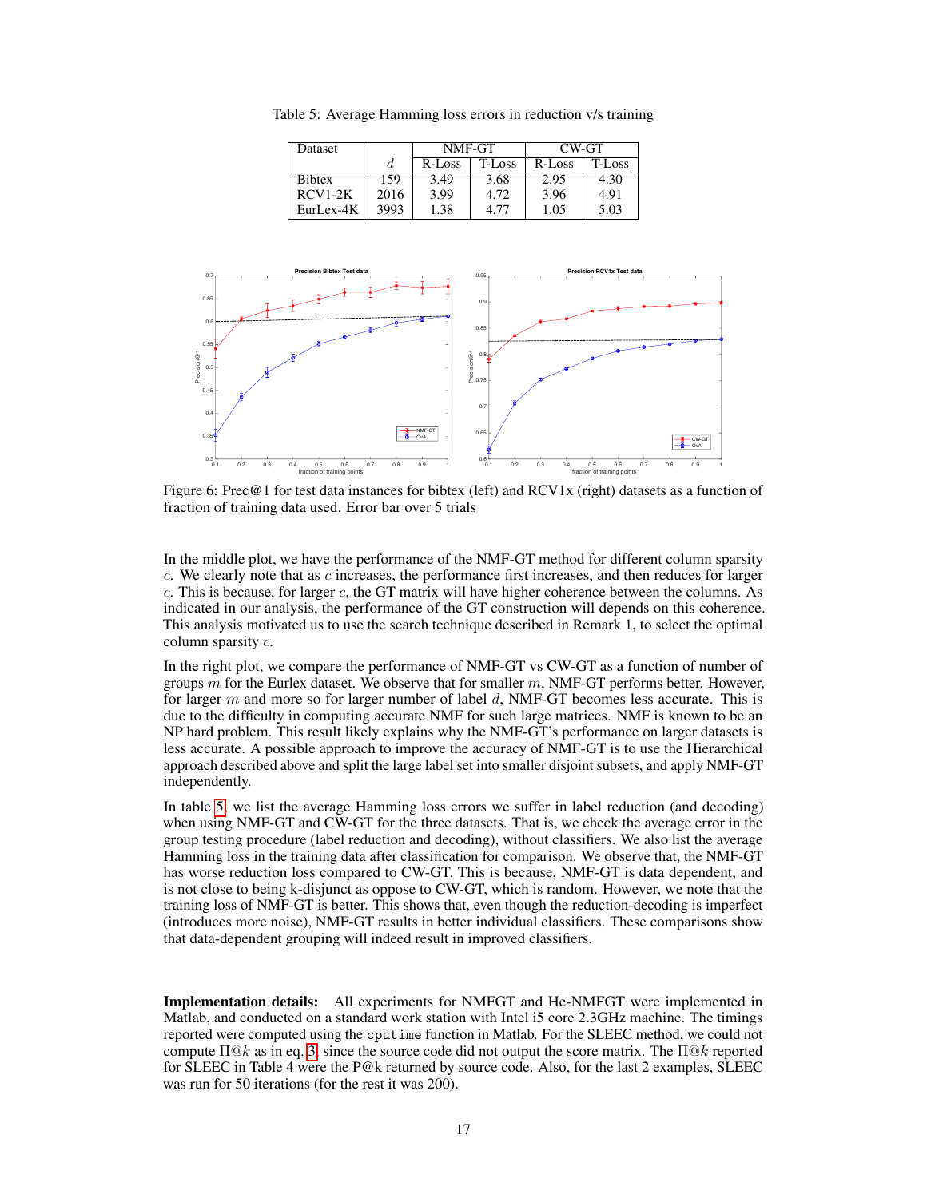Table 5: Average Hamming loss errors in reduction v/s training

| Dataset | | NMF-GT | | CW-GT | |
|---|---|---|---|---|---|
| | $d$ | R-Loss | T-Loss | R-Loss | T-Loss |
| Bibtex | 159 | 3.49 | 3.68 | 2.95 | 4.30 |
| RCV1-2K | 2016 | 3.99 | 4.72 | 3.96 | 4.91 |
| EurLex-4K | 3993 | 1.38 | 4.77 | 1.05 | 5.03 |

Figure 6: Prec@1 for test data instances for bibtex (left) and RCV1x (right) datasets as a function of fraction of training data used. Error bar over 5 trials

In the middle plot, we have the performance of the NMF-GT method for different column sparsity $c$. We clearly note that as $c$ increases, the performance first increases, and then reduces for larger $c$. This is because, for larger $c$, the GT matrix will have higher coherence between the columns. As indicated in our analysis, the performance of the GT construction will depends on this coherence. This analysis motivated us to use the search technique described in Remark 1, to select the optimal column sparsity $c$.

In the right plot, we compare the performance of NMF-GT vs CW-GT as a function of number of groups $m$ for the Eurlex dataset. We observe that for smaller $m$, NMF-GT performs better. However, for larger $m$ and more so for larger number of label $d$, NMF-GT becomes less accurate. This is due to the difficulty in computing accurate NMF for such large matrices. NMF is known to be an NP hard problem. This result likely explains why the NMF-GT's performance on larger datasets is less accurate. A possible approach to improve the accuracy of NMF-GT is to use the Hierarchical approach described above and split the large label set into smaller disjoint subsets, and apply NMF-GT independently.

In table 5, we list the average Hamming loss errors we suffer in label reduction (and decoding) when using NMF-GT and CW-GT for the three datasets. That is, we check the average error in the group testing procedure (label reduction and decoding), without classifiers. We also list the average Hamming loss in the training data after classification for comparison. We observe that, the NMF-GT has worse reduction loss compared to CW-GT. This is because, NMF-GT is data dependent, and is not close to being k-disjunct as oppose to CW-GT, which is random. However, we note that the training loss of NMF-GT is better. This shows that, even though the reduction-decoding is imperfect (introduces more noise), NMF-GT results in better individual classifiers. These comparisons show that data-dependent grouping will indeed result in improved classifiers.

**Implementation details:** All experiments for NMFGT and He-NMFGT were implemented in Matlab, and conducted on a standard work station with Intel i5 core 2.3GHz machine. The timings reported were computed using the `cputime` function in Matlab. For the SLEEC method, we could not compute $\Pi@k$ as in eq. 3, since the source code did not output the score matrix. The $\Pi@k$ reported for SLEEC in Table 4 were the P@k returned by source code. Also, for the last 2 examples, SLEEC was run for 50 iterations (for the rest it was 200).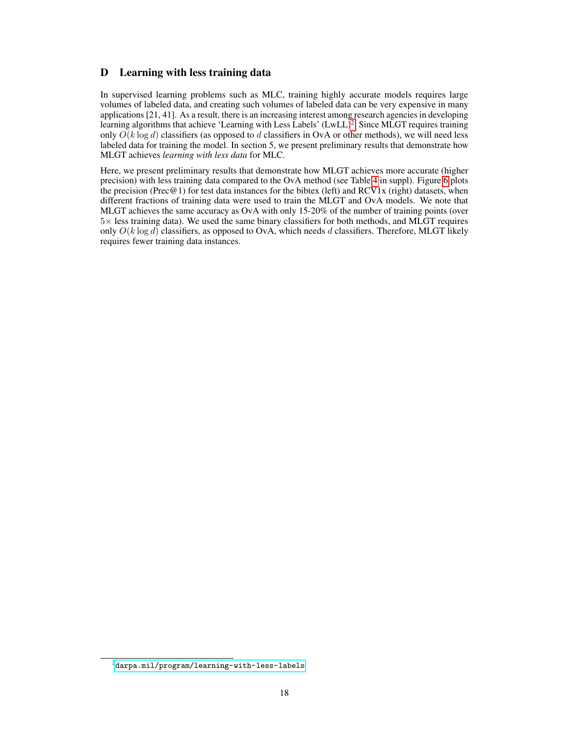## D Learning with less training data

In supervised learning problems such as MLC, training highly accurate models requires large volumes of labeled data, and creating such volumes of labeled data can be very expensive in many applications [21, 41]. As a result, there is an increasing interest among research agencies in developing learning algorithms that achieve 'Learning with Less Labels' (LwLL)[2]. Since MLGT requires training only $O(k \log d)$ classifiers (as opposed to $d$ classifiers in OvA or other methods), we will need less labeled data for training the model. In section 5, we present preliminary results that demonstrate how MLGT achieves *learning with less data* for MLC.

Here, we present preliminary results that demonstrate how MLGT achieves more accurate (higher precision) with less training data compared to the OvA method (see Table 4 in suppl). Figure 6 plots the precision (Prec@1) for test data instances for the bibtex (left) and RCV1x (right) datasets, when different fractions of training data were used to train the MLGT and OvA models. We note that MLGT achieves the same accuracy as OvA with only 15-20% of the number of training points (over $5\times$ less training data). We used the same binary classifiers for both methods, and MLGT requires only $O(k \log d)$ classifiers, as opposed to OvA, which needs $d$ classifiers. Therefore, MLGT likely requires fewer training data instances.

[2] darpa.mil/program/learning-with-less-labels